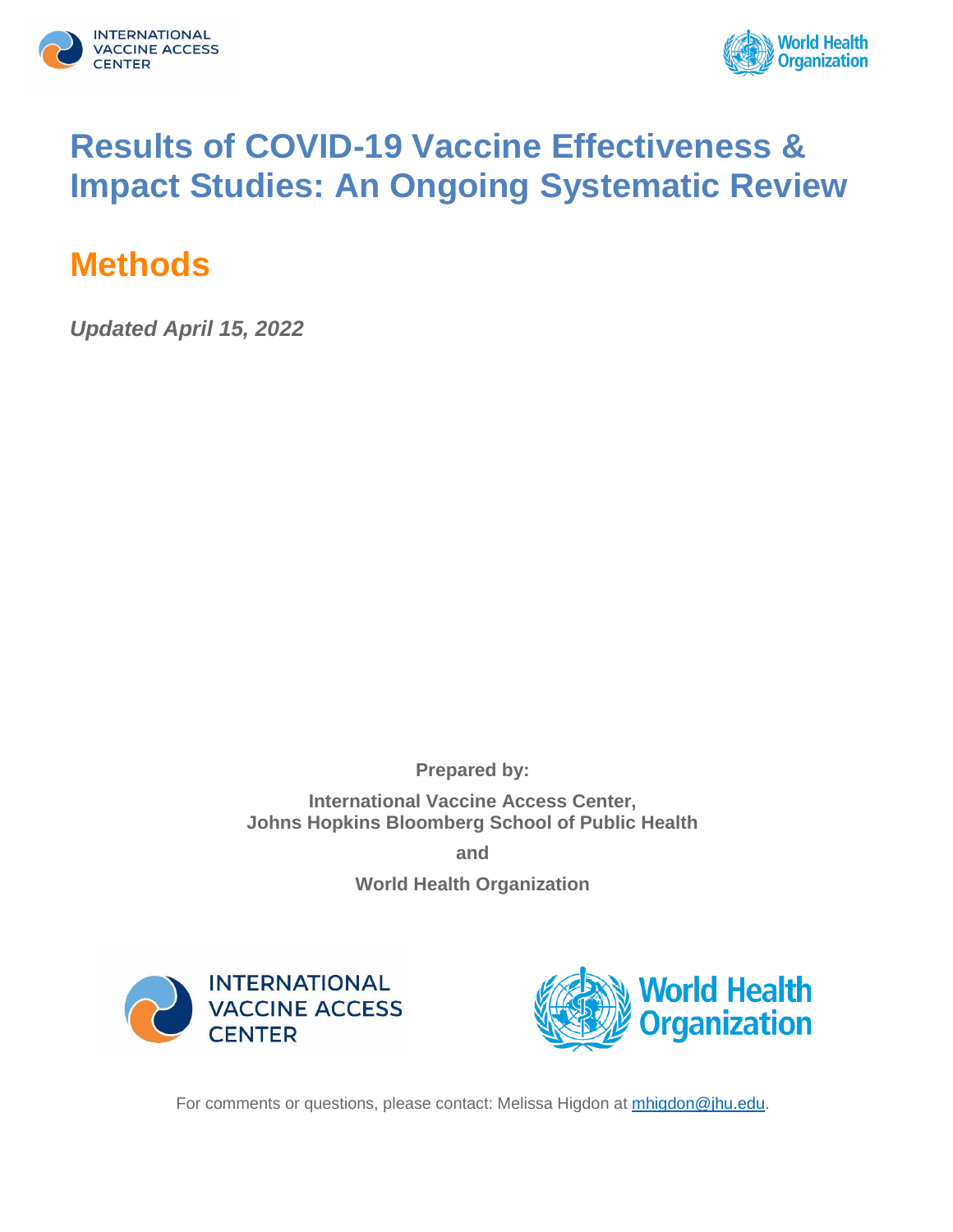# Results of COVID-19 Vaccine Effectiveness & Impact Studies: An Ongoing Systematic Review

## Methods

***Updated April 15, 2022***

**Prepared by:**

**International Vaccine Access Center,**
**Johns Hopkins Bloomberg School of Public Health**

**and**

**World Health Organization**

For comments or questions, please contact: Melissa Higdon at mhigdon@jhu.edu.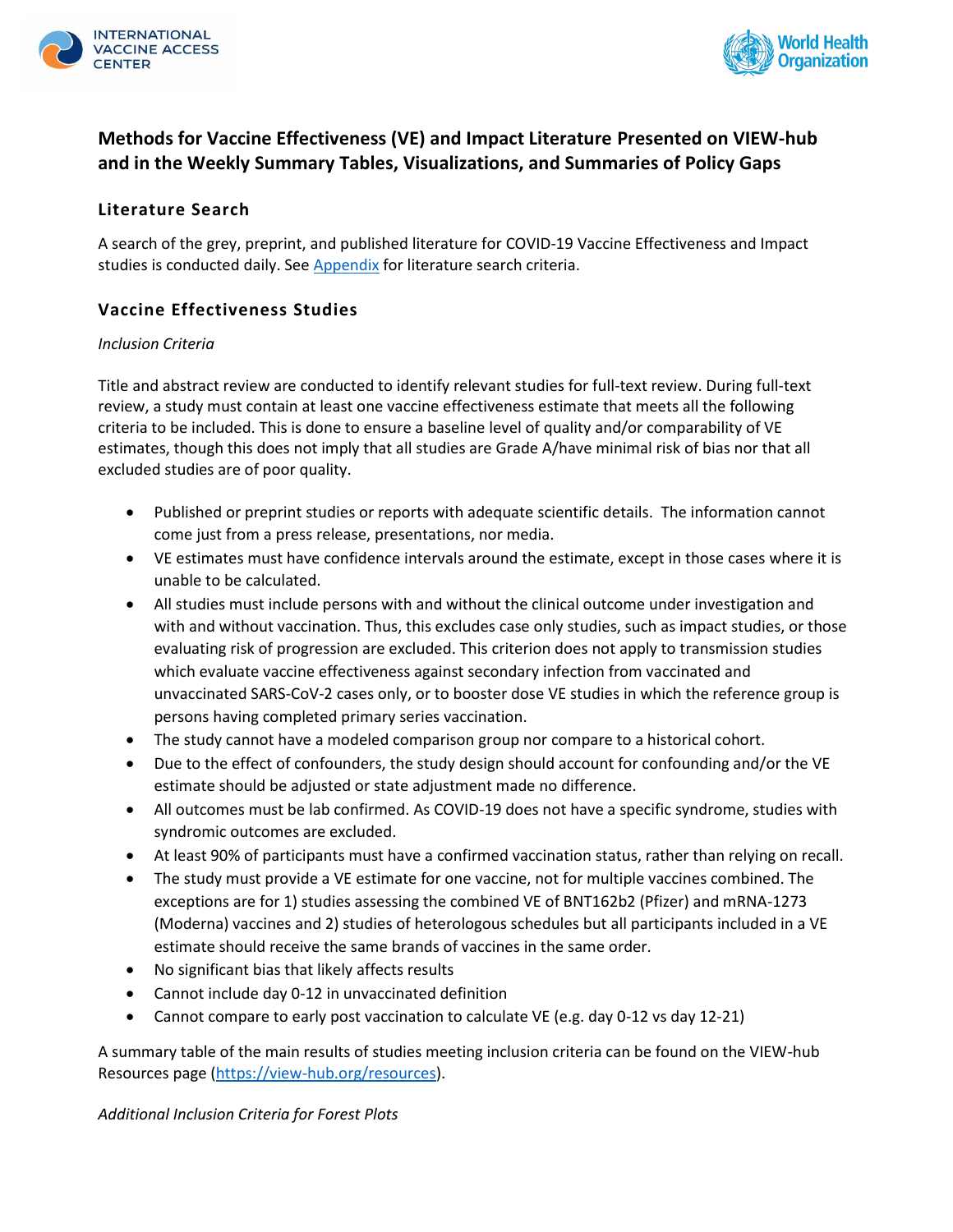# Methods for Vaccine Effectiveness (VE) and Impact Literature Presented on VIEW-hub and in the Weekly Summary Tables, Visualizations, and Summaries of Policy Gaps

## Literature Search

A search of the grey, preprint, and published literature for COVID-19 Vaccine Effectiveness and Impact studies is conducted daily. See [Appendix](#) for literature search criteria.

## Vaccine Effectiveness Studies

*Inclusion Criteria*

Title and abstract review are conducted to identify relevant studies for full-text review. During full-text review, a study must contain at least one vaccine effectiveness estimate that meets all the following criteria to be included. This is done to ensure a baseline level of quality and/or comparability of VE estimates, though this does not imply that all studies are Grade A/have minimal risk of bias nor that all excluded studies are of poor quality.

- Published or preprint studies or reports with adequate scientific details. The information cannot come just from a press release, presentations, nor media.
- VE estimates must have confidence intervals around the estimate, except in those cases where it is unable to be calculated.
- All studies must include persons with and without the clinical outcome under investigation and with and without vaccination. Thus, this excludes case only studies, such as impact studies, or those evaluating risk of progression are excluded. This criterion does not apply to transmission studies which evaluate vaccine effectiveness against secondary infection from vaccinated and unvaccinated SARS-CoV-2 cases only, or to booster dose VE studies in which the reference group is persons having completed primary series vaccination.
- The study cannot have a modeled comparison group nor compare to a historical cohort.
- Due to the effect of confounders, the study design should account for confounding and/or the VE estimate should be adjusted or state adjustment made no difference.
- All outcomes must be lab confirmed. As COVID-19 does not have a specific syndrome, studies with syndromic outcomes are excluded.
- At least 90% of participants must have a confirmed vaccination status, rather than relying on recall.
- The study must provide a VE estimate for one vaccine, not for multiple vaccines combined. The exceptions are for 1) studies assessing the combined VE of BNT162b2 (Pfizer) and mRNA-1273 (Moderna) vaccines and 2) studies of heterologous schedules but all participants included in a VE estimate should receive the same brands of vaccines in the same order.
- No significant bias that likely affects results
- Cannot include day 0-12 in unvaccinated definition
- Cannot compare to early post vaccination to calculate VE (e.g. day 0-12 vs day 12-21)

A summary table of the main results of studies meeting inclusion criteria can be found on the VIEW-hub Resources page (https://view-hub.org/resources).

*Additional Inclusion Criteria for Forest Plots*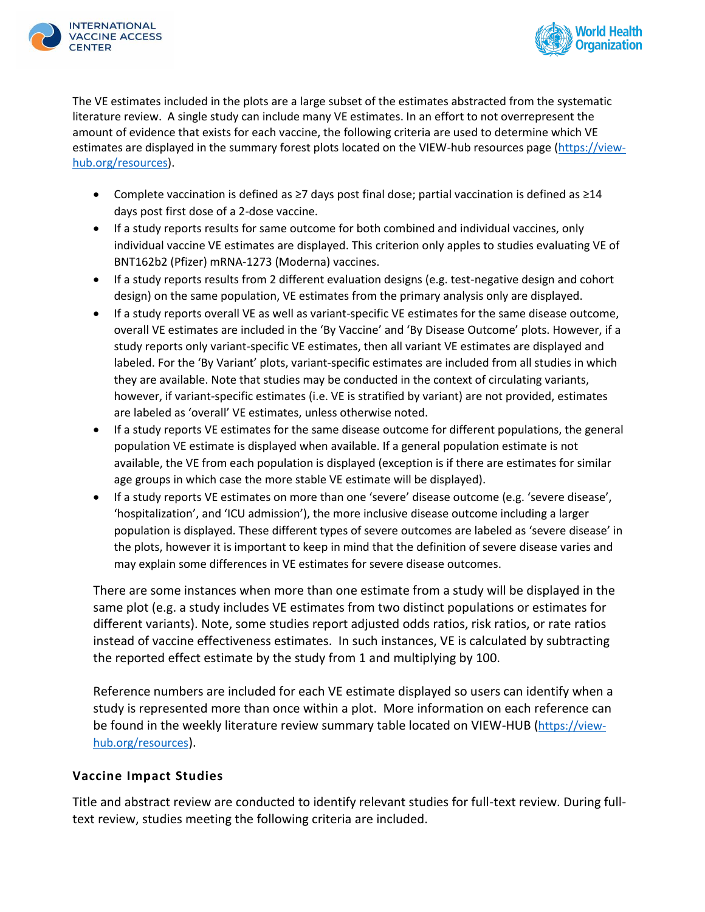The VE estimates included in the plots are a large subset of the estimates abstracted from the systematic literature review. A single study can include many VE estimates. In an effort to not overrepresent the amount of evidence that exists for each vaccine, the following criteria are used to determine which VE estimates are displayed in the summary forest plots located on the VIEW-hub resources page (https://view-hub.org/resources).

- Complete vaccination is defined as ≥7 days post final dose; partial vaccination is defined as ≥14 days post first dose of a 2-dose vaccine.
- If a study reports results for same outcome for both combined and individual vaccines, only individual vaccine VE estimates are displayed. This criterion only apples to studies evaluating VE of BNT162b2 (Pfizer) mRNA-1273 (Moderna) vaccines.
- If a study reports results from 2 different evaluation designs (e.g. test-negative design and cohort design) on the same population, VE estimates from the primary analysis only are displayed.
- If a study reports overall VE as well as variant-specific VE estimates for the same disease outcome, overall VE estimates are included in the 'By Vaccine' and 'By Disease Outcome' plots. However, if a study reports only variant-specific VE estimates, then all variant VE estimates are displayed and labeled. For the 'By Variant' plots, variant-specific estimates are included from all studies in which they are available. Note that studies may be conducted in the context of circulating variants, however, if variant-specific estimates (i.e. VE is stratified by variant) are not provided, estimates are labeled as 'overall' VE estimates, unless otherwise noted.
- If a study reports VE estimates for the same disease outcome for different populations, the general population VE estimate is displayed when available. If a general population estimate is not available, the VE from each population is displayed (exception is if there are estimates for similar age groups in which case the more stable VE estimate will be displayed).
- If a study reports VE estimates on more than one 'severe' disease outcome (e.g. 'severe disease', 'hospitalization', and 'ICU admission'), the more inclusive disease outcome including a larger population is displayed. These different types of severe outcomes are labeled as 'severe disease' in the plots, however it is important to keep in mind that the definition of severe disease varies and may explain some differences in VE estimates for severe disease outcomes.

There are some instances when more than one estimate from a study will be displayed in the same plot (e.g. a study includes VE estimates from two distinct populations or estimates for different variants). Note, some studies report adjusted odds ratios, risk ratios, or rate ratios instead of vaccine effectiveness estimates. In such instances, VE is calculated by subtracting the reported effect estimate by the study from 1 and multiplying by 100.

Reference numbers are included for each VE estimate displayed so users can identify when a study is represented more than once within a plot. More information on each reference can be found in the weekly literature review summary table located on VIEW-HUB (https://view-hub.org/resources).

### Vaccine Impact Studies

Title and abstract review are conducted to identify relevant studies for full-text review. During full-text review, studies meeting the following criteria are included.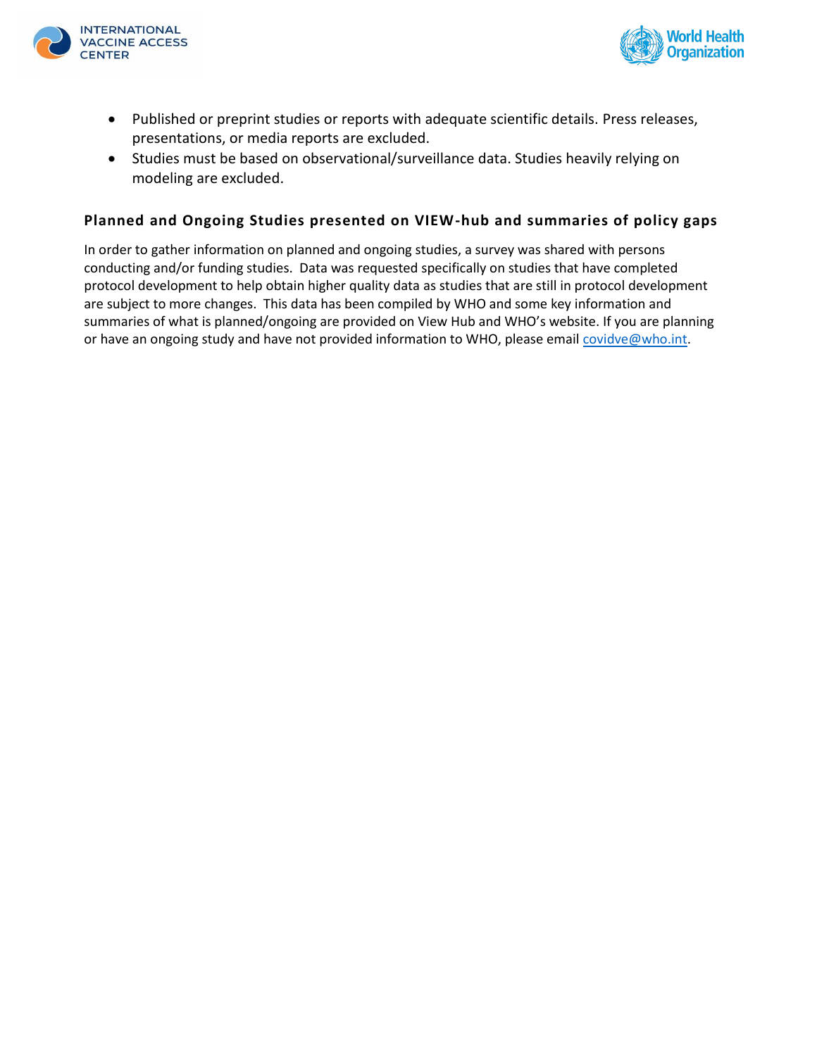- Published or preprint studies or reports with adequate scientific details. Press releases, presentations, or media reports are excluded.
- Studies must be based on observational/surveillance data. Studies heavily relying on modeling are excluded.

## Planned and Ongoing Studies presented on VIEW-hub and summaries of policy gaps

In order to gather information on planned and ongoing studies, a survey was shared with persons conducting and/or funding studies. Data was requested specifically on studies that have completed protocol development to help obtain higher quality data as studies that are still in protocol development are subject to more changes. This data has been compiled by WHO and some key information and summaries of what is planned/ongoing are provided on View Hub and WHO's website. If you are planning or have an ongoing study and have not provided information to WHO, please email covidve@who.int.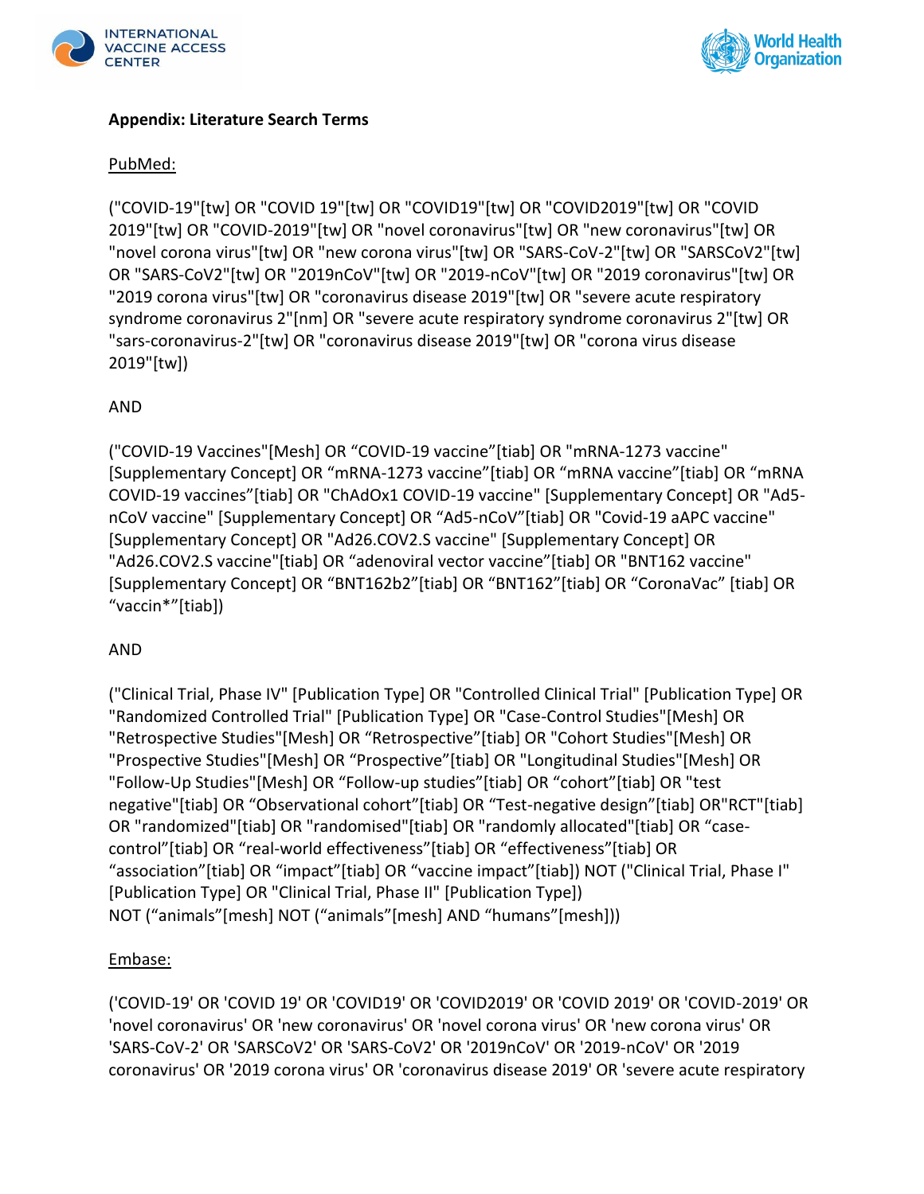**Appendix: Literature Search Terms**

PubMed:

("COVID-19"[tw] OR "COVID 19"[tw] OR "COVID19"[tw] OR "COVID2019"[tw] OR "COVID 2019"[tw] OR "COVID-2019"[tw] OR "novel coronavirus"[tw] OR "new coronavirus"[tw] OR "novel corona virus"[tw] OR "new corona virus"[tw] OR "SARS-CoV-2"[tw] OR "SARSCoV2"[tw] OR "SARS-CoV2"[tw] OR "2019nCoV"[tw] OR "2019-nCoV"[tw] OR "2019 coronavirus"[tw] OR "2019 corona virus"[tw] OR "coronavirus disease 2019"[tw] OR "severe acute respiratory syndrome coronavirus 2"[nm] OR "severe acute respiratory syndrome coronavirus 2"[tw] OR "sars-coronavirus-2"[tw] OR "coronavirus disease 2019"[tw] OR "corona virus disease 2019"[tw])

AND

("COVID-19 Vaccines"[Mesh] OR “COVID-19 vaccine”[tiab] OR "mRNA-1273 vaccine" [Supplementary Concept] OR “mRNA-1273 vaccine”[tiab] OR “mRNA vaccine”[tiab] OR “mRNA COVID-19 vaccines”[tiab] OR "ChAdOx1 COVID-19 vaccine" [Supplementary Concept] OR "Ad5-nCoV vaccine" [Supplementary Concept] OR “Ad5-nCoV”[tiab] OR "Covid-19 aAPC vaccine" [Supplementary Concept] OR "Ad26.COV2.S vaccine" [Supplementary Concept] OR "Ad26.COV2.S vaccine"[tiab] OR “adenoviral vector vaccine”[tiab] OR "BNT162 vaccine" [Supplementary Concept] OR “BNT162b2”[tiab] OR “BNT162”[tiab] OR “CoronaVac” [tiab] OR “vaccin*”[tiab])

AND

("Clinical Trial, Phase IV" [Publication Type] OR "Controlled Clinical Trial" [Publication Type] OR "Randomized Controlled Trial" [Publication Type] OR "Case-Control Studies"[Mesh] OR "Retrospective Studies"[Mesh] OR “Retrospective”[tiab] OR "Cohort Studies"[Mesh] OR "Prospective Studies"[Mesh] OR “Prospective”[tiab] OR "Longitudinal Studies"[Mesh] OR "Follow-Up Studies"[Mesh] OR “Follow-up studies”[tiab] OR “cohort”[tiab] OR "test negative"[tiab] OR “Observational cohort”[tiab] OR “Test-negative design”[tiab] OR"RCT"[tiab] OR "randomized"[tiab] OR "randomised"[tiab] OR "randomly allocated"[tiab] OR “case-control”[tiab] OR “real-world effectiveness”[tiab] OR “effectiveness”[tiab] OR “association”[tiab] OR “impact”[tiab] OR “vaccine impact”[tiab]) NOT ("Clinical Trial, Phase I" [Publication Type] OR "Clinical Trial, Phase II" [Publication Type])
NOT (“animals”[mesh] NOT (“animals”[mesh] AND “humans”[mesh]))

Embase:

('COVID-19' OR 'COVID 19' OR 'COVID19' OR 'COVID2019' OR 'COVID 2019' OR 'COVID-2019' OR 'novel coronavirus' OR 'new coronavirus' OR 'novel corona virus' OR 'new corona virus' OR 'SARS-CoV-2' OR 'SARSCoV2' OR 'SARS-CoV2' OR '2019nCoV' OR '2019-nCoV' OR '2019 coronavirus' OR '2019 corona virus' OR 'coronavirus disease 2019' OR 'severe acute respiratory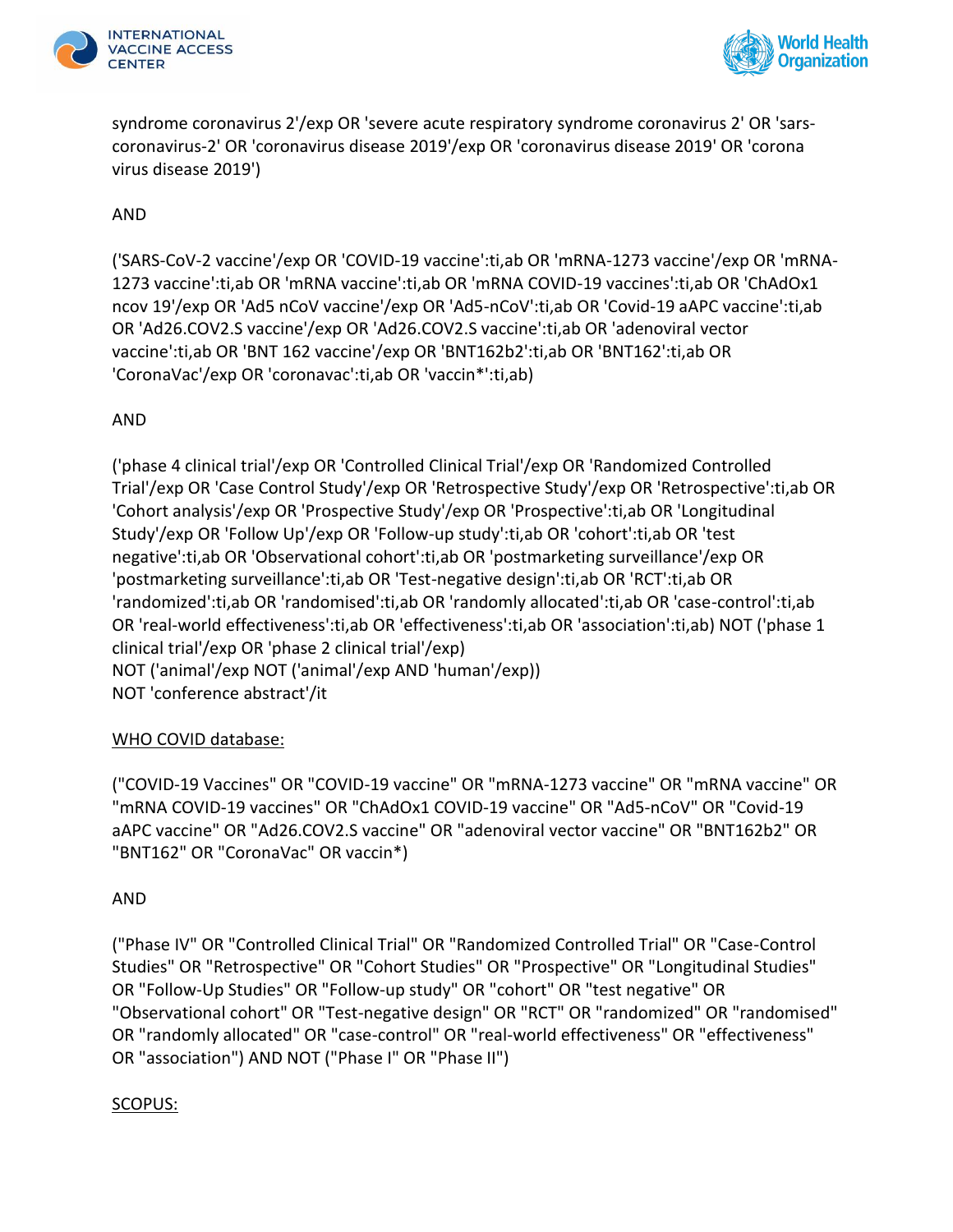syndrome coronavirus 2'/exp OR 'severe acute respiratory syndrome coronavirus 2' OR 'sars-coronavirus-2' OR 'coronavirus disease 2019'/exp OR 'coronavirus disease 2019' OR 'corona virus disease 2019')

AND

('SARS-CoV-2 vaccine'/exp OR 'COVID-19 vaccine':ti,ab OR 'mRNA-1273 vaccine'/exp OR 'mRNA-1273 vaccine':ti,ab OR 'mRNA vaccine':ti,ab OR 'mRNA COVID-19 vaccines':ti,ab OR 'ChAdOx1 ncov 19'/exp OR 'Ad5 nCoV vaccine'/exp OR 'Ad5-nCoV':ti,ab OR 'Covid-19 aAPC vaccine':ti,ab OR 'Ad26.COV2.S vaccine'/exp OR 'Ad26.COV2.S vaccine':ti,ab OR 'adenoviral vector vaccine':ti,ab OR 'BNT 162 vaccine'/exp OR 'BNT162b2':ti,ab OR 'BNT162':ti,ab OR 'CoronaVac'/exp OR 'coronavac':ti,ab OR 'vaccin*':ti,ab)

AND

('phase 4 clinical trial'/exp OR 'Controlled Clinical Trial'/exp OR 'Randomized Controlled Trial'/exp OR 'Case Control Study'/exp OR 'Retrospective Study'/exp OR 'Retrospective':ti,ab OR 'Cohort analysis'/exp OR 'Prospective Study'/exp OR 'Prospective':ti,ab OR 'Longitudinal Study'/exp OR 'Follow Up'/exp OR 'Follow-up study':ti,ab OR 'cohort':ti,ab OR 'test negative':ti,ab OR 'Observational cohort':ti,ab OR 'postmarketing surveillance'/exp OR 'postmarketing surveillance':ti,ab OR 'Test-negative design':ti,ab OR 'RCT':ti,ab OR 'randomized':ti,ab OR 'randomised':ti,ab OR 'randomly allocated':ti,ab OR 'case-control':ti,ab OR 'real-world effectiveness':ti,ab OR 'effectiveness':ti,ab OR 'association':ti,ab) NOT ('phase 1 clinical trial'/exp OR 'phase 2 clinical trial'/exp)
NOT ('animal'/exp NOT ('animal'/exp AND 'human'/exp))
NOT 'conference abstract'/it

<u>WHO COVID database:</u>

("COVID-19 Vaccines" OR "COVID-19 vaccine" OR "mRNA-1273 vaccine" OR "mRNA vaccine" OR "mRNA COVID-19 vaccines" OR "ChAdOx1 COVID-19 vaccine" OR "Ad5-nCoV" OR "Covid-19 aAPC vaccine" OR "Ad26.COV2.S vaccine" OR "adenoviral vector vaccine" OR "BNT162b2" OR "BNT162" OR "CoronaVac" OR vaccin*)

AND

("Phase IV" OR "Controlled Clinical Trial" OR "Randomized Controlled Trial" OR "Case-Control Studies" OR "Retrospective" OR "Cohort Studies" OR "Prospective" OR "Longitudinal Studies" OR "Follow-Up Studies" OR "Follow-up study" OR "cohort" OR "test negative" OR "Observational cohort" OR "Test-negative design" OR "RCT" OR "randomized" OR "randomised" OR "randomly allocated" OR "case-control" OR "real-world effectiveness" OR "effectiveness" OR "association") AND NOT ("Phase I" OR "Phase II")

<u>SCOPUS:</u>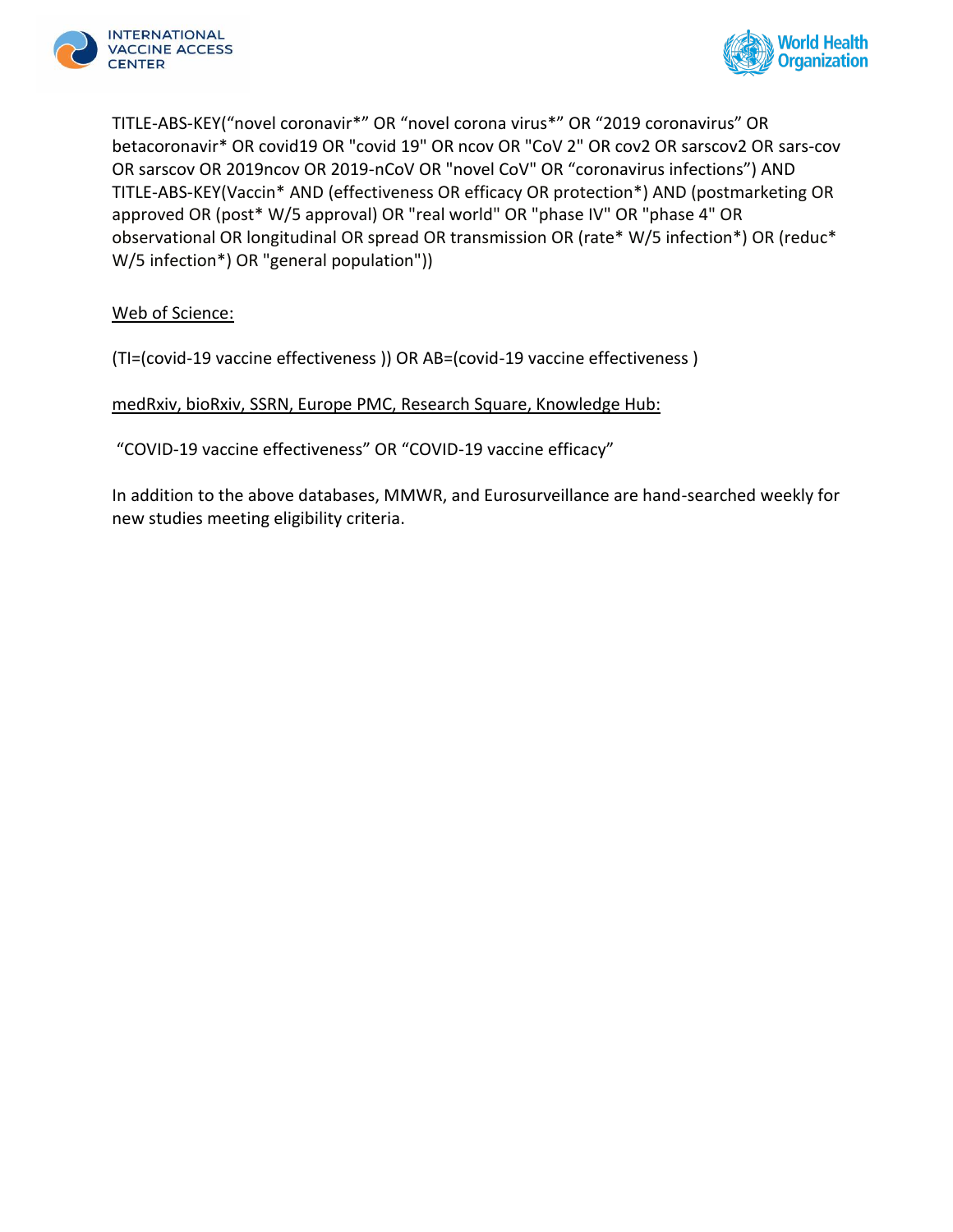TITLE-ABS-KEY(“novel coronavir*” OR “novel corona virus*” OR “2019 coronavirus” OR betacoronavir* OR covid19 OR "covid 19" OR ncov OR "CoV 2" OR cov2 OR sarscov2 OR sars-cov OR sarscov OR 2019ncov OR 2019-nCoV OR "novel CoV" OR “coronavirus infections”) AND TITLE-ABS-KEY(Vaccin* AND (effectiveness OR efficacy OR protection*) AND (postmarketing OR approved OR (post* W/5 approval) OR "real world" OR "phase IV" OR "phase 4" OR observational OR longitudinal OR spread OR transmission OR (rate* W/5 infection*) OR (reduc* W/5 infection*) OR "general population"))

Web of Science:

(TI=(covid-19 vaccine effectiveness )) OR AB=(covid-19 vaccine effectiveness )

medRxiv, bioRxiv, SSRN, Europe PMC, Research Square, Knowledge Hub:

“COVID-19 vaccine effectiveness” OR “COVID-19 vaccine efficacy”

In addition to the above databases, MMWR, and Eurosurveillance are hand-searched weekly for new studies meeting eligibility criteria.